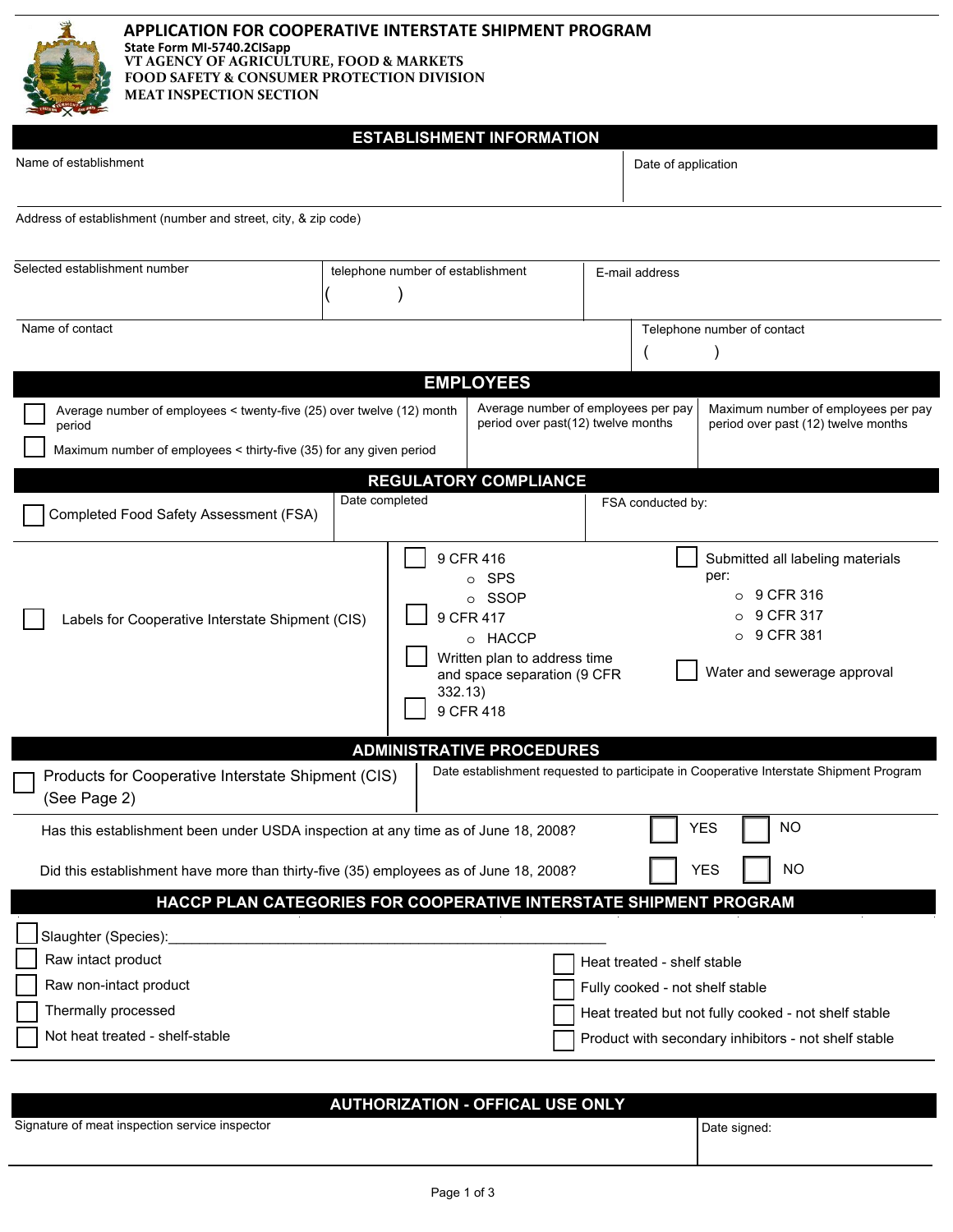# APPLICATION FOR COOPERATIVE INTERSTATE SHIPMENT PROGRAM

**State Form MI-5740.2CISapp**

**VT AGENCY OF AGRICULTURE, FOOD & MARKETS**
**FOOD SAFETY & CONSUMER PROTECTION DIVISION**
**MEAT INSPECTION SECTION**

## ESTABLISHMENT INFORMATION

| Name of establishment | Date of application |
|---|---|
| | |

Address of establishment (number and street, city, & zip code)

| Selected establishment number | telephone number of establishment | E-mail address |
|---|---|---|
| | ( ) | |

| Name of contact | Telephone number of contact |
|---|---|
| | ( ) |

## EMPLOYEES

| | Average number of employees per pay period over past(12) twelve months | Maximum number of employees per pay period over past (12) twelve months |
|---|---|---|
| ☐ Average number of employees < twenty-five (25) over twelve (12) month period<br>☐ Maximum number of employees < thirty-five (35) for any given period | | |

## REGULATORY COMPLIANCE

| ☐ Completed Food Safety Assessment (FSA) | Date completed | FSA conducted by: |
|---|---|---|
| | | |

☐ Labels for Cooperative Interstate Shipment (CIS)

- ☐ 9 CFR 416
  - SPS
  - SSOP
- ☐ 9 CFR 417
  - HACCP
- ☐ Written plan to address time and space separation (9 CFR 332.13)
- ☐ 9 CFR 418
- ☐ Submitted all labeling materials per:
  - 9 CFR 316
  - 9 CFR 317
  - 9 CFR 381
- ☐ Water and sewerage approval

## ADMINISTRATIVE PROCEDURES

| ☐ Products for Cooperative Interstate Shipment (CIS) (See Page 2) | Date establishment requested to participate in Cooperative Interstate Shipment Program |
|---|---|
| | |

Has this establishment been under USDA inspection at any time as of June 18, 2008? ☐ YES ☐ NO

Did this establishment have more than thirty-five (35) employees as of June 18, 2008? ☐ YES ☐ NO

## HACCP PLAN CATEGORIES FOR COOPERATIVE INTERSTATE SHIPMENT PROGRAM

☐ Slaughter (Species):_______________________________________________

- ☐ Raw intact product
- ☐ Raw non-intact product
- ☐ Thermally processed
- ☐ Not heat treated - shelf-stable
- ☐ Heat treated - shelf stable
- ☐ Fully cooked - not shelf stable
- ☐ Heat treated but not fully cooked - not shelf stable
- ☐ Product with secondary inhibitors - not shelf stable

## AUTHORIZATION - OFFICAL USE ONLY

| Signature of meat inspection service inspector | Date signed: |
|---|---|
| | |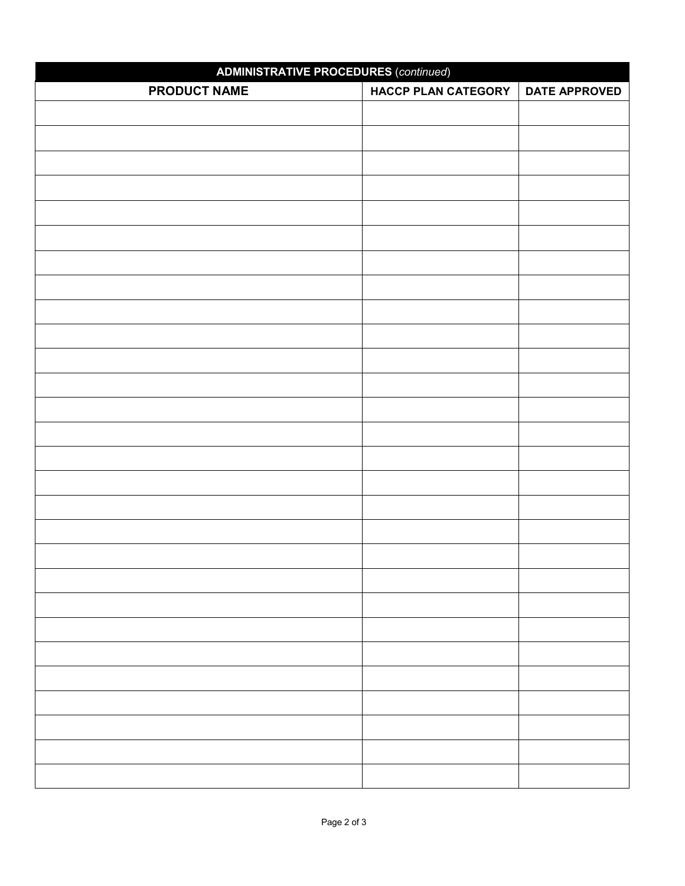| ADMINISTRATIVE PROCEDURES (*continued*) | | |
|---|---|---|
| **PRODUCT NAME** | **HACCP PLAN CATEGORY** | **DATE APPROVED** |
| | | |
| | | |
| | | |
| | | |
| | | |
| | | |
| | | |
| | | |
| | | |
| | | |
| | | |
| | | |
| | | |
| | | |
| | | |
| | | |
| | | |
| | | |
| | | |
| | | |
| | | |
| | | |
| | | |
| | | |
| | | |
| | | |
| | | |
| | | |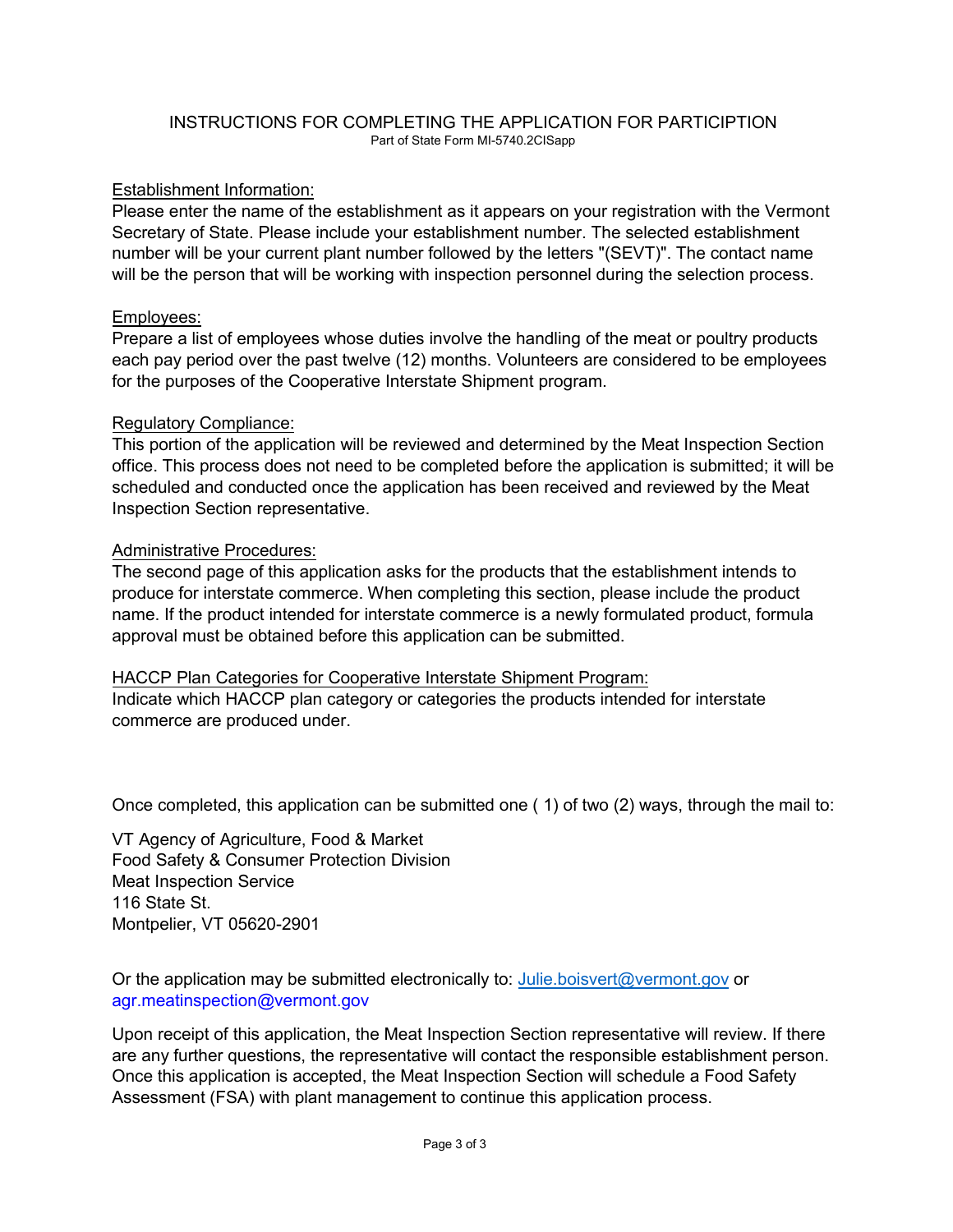# INSTRUCTIONS FOR COMPLETING THE APPLICATION FOR PARTICIPTION

Part of State Form MI-5740.2CISapp

## Establishment Information:

Please enter the name of the establishment as it appears on your registration with the Vermont Secretary of State. Please include your establishment number. The selected establishment number will be your current plant number followed by the letters "(SEVT)". The contact name will be the person that will be working with inspection personnel during the selection process.

## Employees:

Prepare a list of employees whose duties involve the handling of the meat or poultry products each pay period over the past twelve (12) months. Volunteers are considered to be employees for the purposes of the Cooperative Interstate Shipment program.

## Regulatory Compliance:

This portion of the application will be reviewed and determined by the Meat Inspection Section office. This process does not need to be completed before the application is submitted; it will be scheduled and conducted once the application has been received and reviewed by the Meat Inspection Section representative.

## Administrative Procedures:

The second page of this application asks for the products that the establishment intends to produce for interstate commerce. When completing this section, please include the product name. If the product intended for interstate commerce is a newly formulated product, formula approval must be obtained before this application can be submitted.

## HACCP Plan Categories for Cooperative Interstate Shipment Program:

Indicate which HACCP plan category or categories the products intended for interstate commerce are produced under.

Once completed, this application can be submitted one ( 1) of two (2) ways, through the mail to:

VT Agency of Agriculture, Food & Market
Food Safety & Consumer Protection Division
Meat Inspection Service
116 State St.
Montpelier, VT 05620-2901

Or the application may be submitted electronically to: Julie.boisvert@vermont.gov or agr.meatinspection@vermont.gov

Upon receipt of this application, the Meat Inspection Section representative will review. If there are any further questions, the representative will contact the responsible establishment person. Once this application is accepted, the Meat Inspection Section will schedule a Food Safety Assessment (FSA) with plant management to continue this application process.